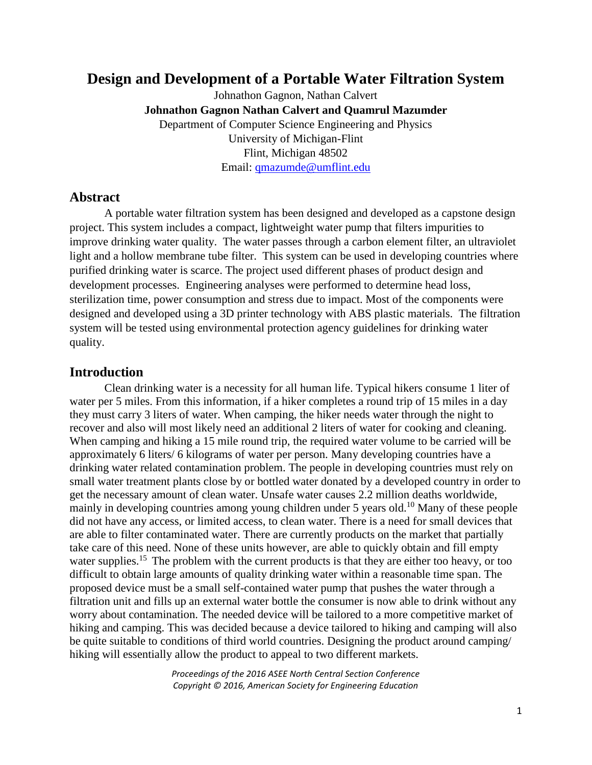# Design and Development of a Portable Water Filtration System

Johnathon Gagnon, Nathan Calvert

**Johnathon Gagnon Nathan Calvert and Quamrul Mazumder**

Department of Computer Science Engineering and Physics
University of Michigan-Flint
Flint, Michigan 48502
Email: qmazumde@umflint.edu

## Abstract

A portable water filtration system has been designed and developed as a capstone design project. This system includes a compact, lightweight water pump that filters impurities to improve drinking water quality. The water passes through a carbon element filter, an ultraviolet light and a hollow membrane tube filter. This system can be used in developing countries where purified drinking water is scarce. The project used different phases of product design and development processes. Engineering analyses were performed to determine head loss, sterilization time, power consumption and stress due to impact. Most of the components were designed and developed using a 3D printer technology with ABS plastic materials. The filtration system will be tested using environmental protection agency guidelines for drinking water quality.

## Introduction

Clean drinking water is a necessity for all human life. Typical hikers consume 1 liter of water per 5 miles. From this information, if a hiker completes a round trip of 15 miles in a day they must carry 3 liters of water. When camping, the hiker needs water through the night to recover and also will most likely need an additional 2 liters of water for cooking and cleaning. When camping and hiking a 15 mile round trip, the required water volume to be carried will be approximately 6 liters/ 6 kilograms of water per person. Many developing countries have a drinking water related contamination problem. The people in developing countries must rely on small water treatment plants close by or bottled water donated by a developed country in order to get the necessary amount of clean water. Unsafe water causes 2.2 million deaths worldwide, mainly in developing countries among young children under 5 years old.[10] Many of these people did not have any access, or limited access, to clean water. There is a need for small devices that are able to filter contaminated water. There are currently products on the market that partially take care of this need. None of these units however, are able to quickly obtain and fill empty water supplies.[15] The problem with the current products is that they are either too heavy, or too difficult to obtain large amounts of quality drinking water within a reasonable time span. The proposed device must be a small self-contained water pump that pushes the water through a filtration unit and fills up an external water bottle the consumer is now able to drink without any worry about contamination. The needed device will be tailored to a more competitive market of hiking and camping. This was decided because a device tailored to hiking and camping will also be quite suitable to conditions of third world countries. Designing the product around camping/ hiking will essentially allow the product to appeal to two different markets.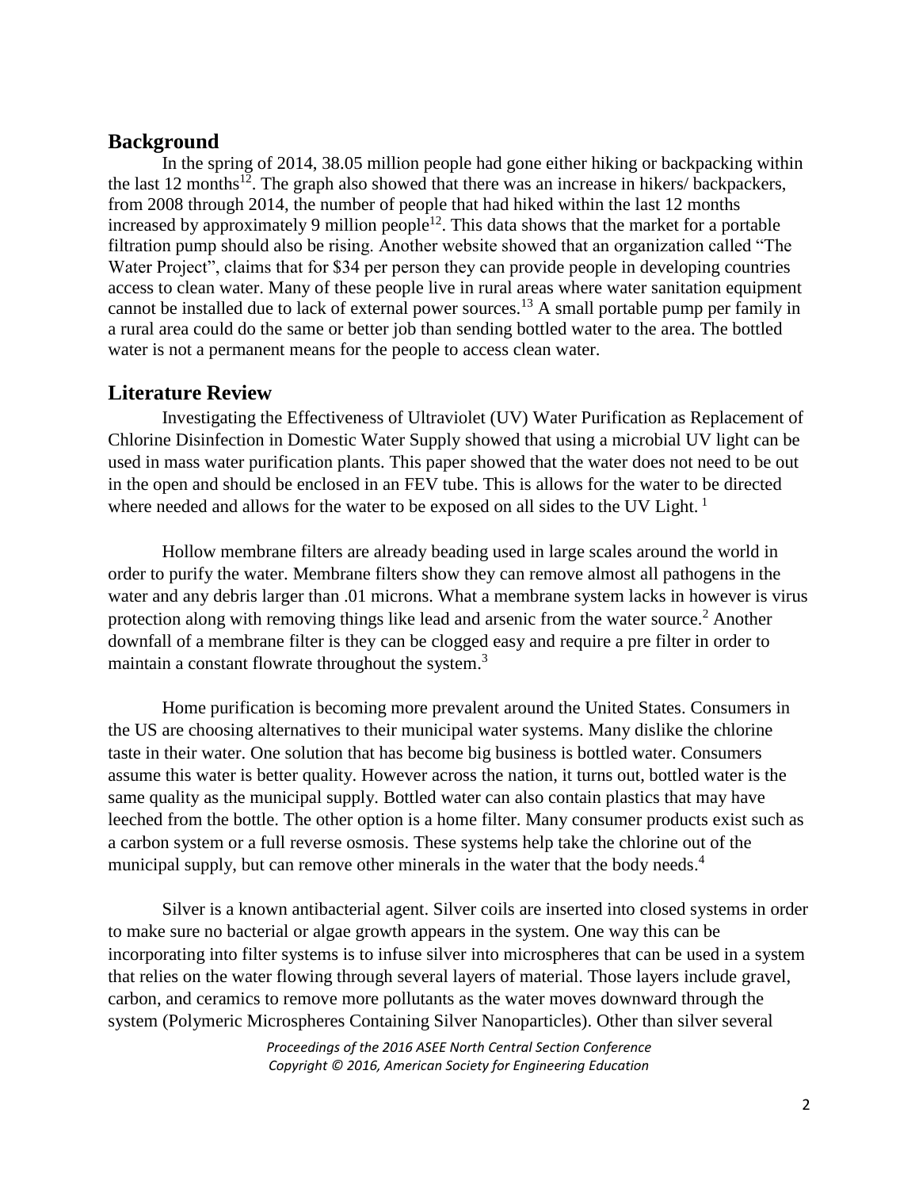## Background

In the spring of 2014, 38.05 million people had gone either hiking or backpacking within the last 12 months[12]. The graph also showed that there was an increase in hikers/ backpackers, from 2008 through 2014, the number of people that had hiked within the last 12 months increased by approximately 9 million people[12]. This data shows that the market for a portable filtration pump should also be rising. Another website showed that an organization called "The Water Project", claims that for $34 per person they can provide people in developing countries access to clean water. Many of these people live in rural areas where water sanitation equipment cannot be installed due to lack of external power sources.[13] A small portable pump per family in a rural area could do the same or better job than sending bottled water to the area. The bottled water is not a permanent means for the people to access clean water.

## Literature Review

Investigating the Effectiveness of Ultraviolet (UV) Water Purification as Replacement of Chlorine Disinfection in Domestic Water Supply showed that using a microbial UV light can be used in mass water purification plants. This paper showed that the water does not need to be out in the open and should be enclosed in an FEV tube. This is allows for the water to be directed where needed and allows for the water to be exposed on all sides to the UV Light. [1]

Hollow membrane filters are already beading used in large scales around the world in order to purify the water. Membrane filters show they can remove almost all pathogens in the water and any debris larger than .01 microns. What a membrane system lacks in however is virus protection along with removing things like lead and arsenic from the water source.[2] Another downfall of a membrane filter is they can be clogged easy and require a pre filter in order to maintain a constant flowrate throughout the system.[3]

Home purification is becoming more prevalent around the United States. Consumers in the US are choosing alternatives to their municipal water systems. Many dislike the chlorine taste in their water. One solution that has become big business is bottled water. Consumers assume this water is better quality. However across the nation, it turns out, bottled water is the same quality as the municipal supply. Bottled water can also contain plastics that may have leeched from the bottle. The other option is a home filter. Many consumer products exist such as a carbon system or a full reverse osmosis. These systems help take the chlorine out of the municipal supply, but can remove other minerals in the water that the body needs.[4]

Silver is a known antibacterial agent. Silver coils are inserted into closed systems in order to make sure no bacterial or algae growth appears in the system. One way this can be incorporating into filter systems is to infuse silver into microspheres that can be used in a system that relies on the water flowing through several layers of material. Those layers include gravel, carbon, and ceramics to remove more pollutants as the water moves downward through the system (Polymeric Microspheres Containing Silver Nanoparticles). Other than silver several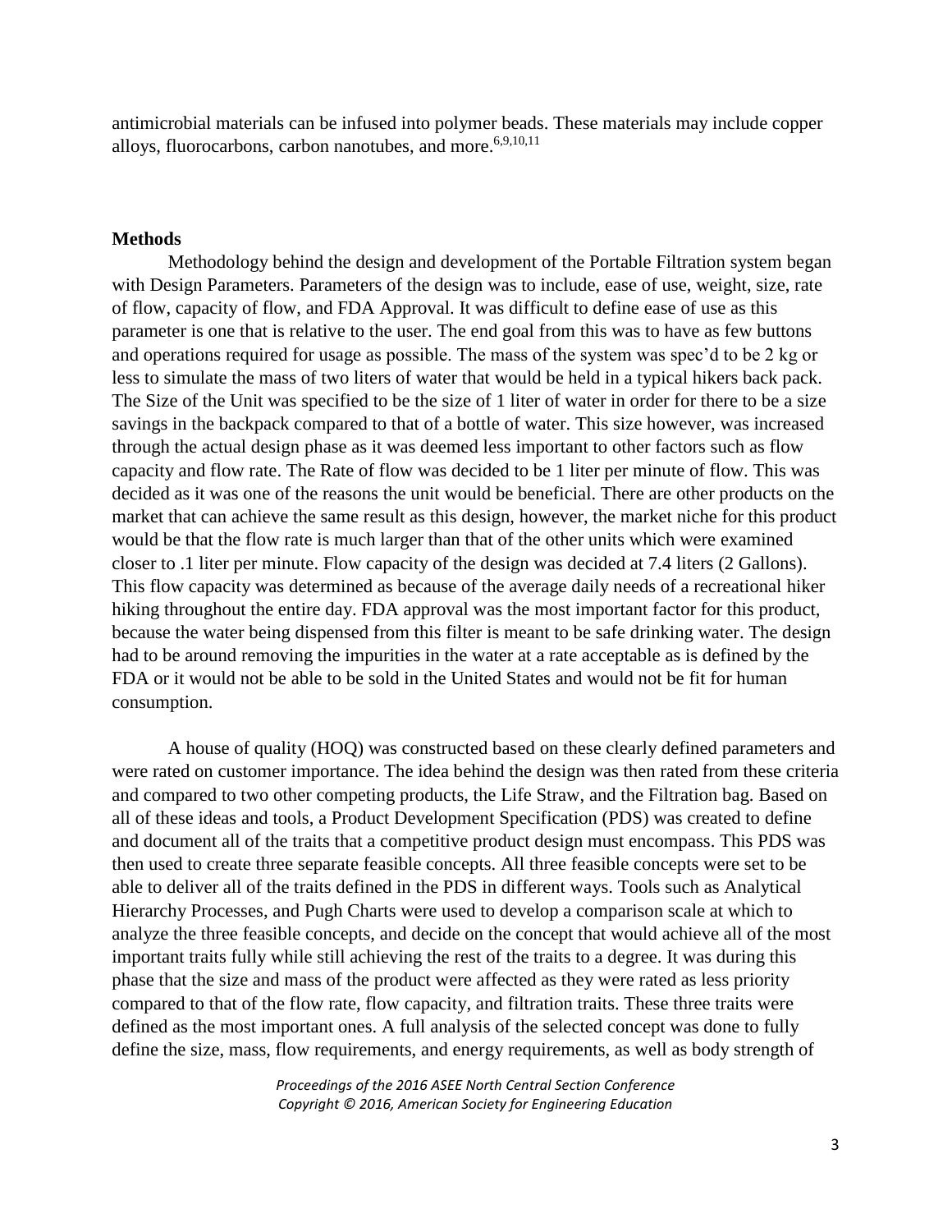antimicrobial materials can be infused into polymer beads. These materials may include copper alloys, fluorocarbons, carbon nanotubes, and more.[6,9,10,11]

**Methods**

Methodology behind the design and development of the Portable Filtration system began with Design Parameters. Parameters of the design was to include, ease of use, weight, size, rate of flow, capacity of flow, and FDA Approval. It was difficult to define ease of use as this parameter is one that is relative to the user. The end goal from this was to have as few buttons and operations required for usage as possible. The mass of the system was spec'd to be 2 kg or less to simulate the mass of two liters of water that would be held in a typical hikers back pack. The Size of the Unit was specified to be the size of 1 liter of water in order for there to be a size savings in the backpack compared to that of a bottle of water. This size however, was increased through the actual design phase as it was deemed less important to other factors such as flow capacity and flow rate. The Rate of flow was decided to be 1 liter per minute of flow. This was decided as it was one of the reasons the unit would be beneficial. There are other products on the market that can achieve the same result as this design, however, the market niche for this product would be that the flow rate is much larger than that of the other units which were examined closer to .1 liter per minute. Flow capacity of the design was decided at 7.4 liters (2 Gallons). This flow capacity was determined as because of the average daily needs of a recreational hiker hiking throughout the entire day. FDA approval was the most important factor for this product, because the water being dispensed from this filter is meant to be safe drinking water. The design had to be around removing the impurities in the water at a rate acceptable as is defined by the FDA or it would not be able to be sold in the United States and would not be fit for human consumption.

A house of quality (HOQ) was constructed based on these clearly defined parameters and were rated on customer importance. The idea behind the design was then rated from these criteria and compared to two other competing products, the Life Straw, and the Filtration bag. Based on all of these ideas and tools, a Product Development Specification (PDS) was created to define and document all of the traits that a competitive product design must encompass. This PDS was then used to create three separate feasible concepts. All three feasible concepts were set to be able to deliver all of the traits defined in the PDS in different ways. Tools such as Analytical Hierarchy Processes, and Pugh Charts were used to develop a comparison scale at which to analyze the three feasible concepts, and decide on the concept that would achieve all of the most important traits fully while still achieving the rest of the traits to a degree. It was during this phase that the size and mass of the product were affected as they were rated as less priority compared to that of the flow rate, flow capacity, and filtration traits. These three traits were defined as the most important ones. A full analysis of the selected concept was done to fully define the size, mass, flow requirements, and energy requirements, as well as body strength of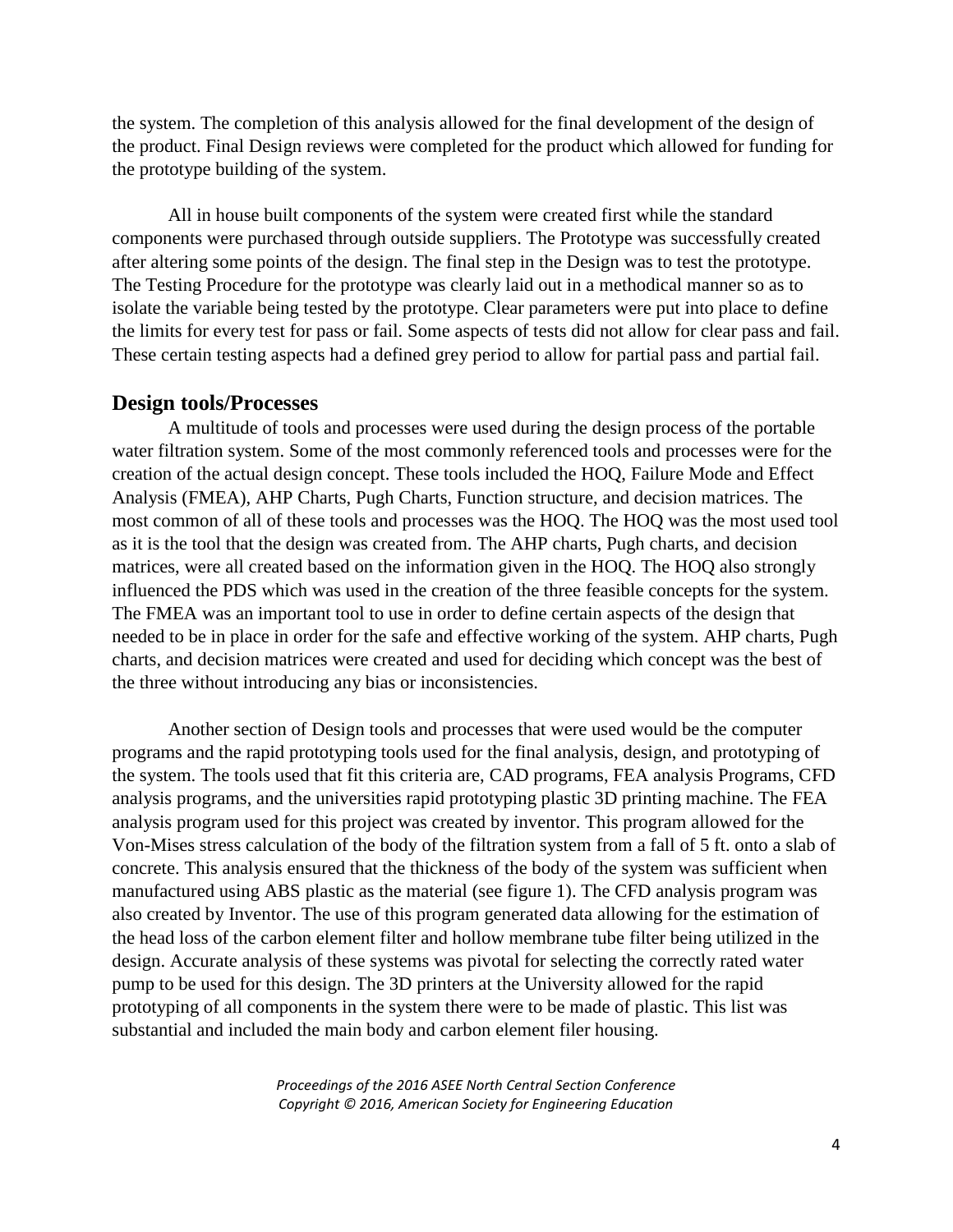the system. The completion of this analysis allowed for the final development of the design of the product. Final Design reviews were completed for the product which allowed for funding for the prototype building of the system.

All in house built components of the system were created first while the standard components were purchased through outside suppliers. The Prototype was successfully created after altering some points of the design. The final step in the Design was to test the prototype. The Testing Procedure for the prototype was clearly laid out in a methodical manner so as to isolate the variable being tested by the prototype. Clear parameters were put into place to define the limits for every test for pass or fail. Some aspects of tests did not allow for clear pass and fail. These certain testing aspects had a defined grey period to allow for partial pass and partial fail.

## Design tools/Processes

A multitude of tools and processes were used during the design process of the portable water filtration system. Some of the most commonly referenced tools and processes were for the creation of the actual design concept. These tools included the HOQ, Failure Mode and Effect Analysis (FMEA), AHP Charts, Pugh Charts, Function structure, and decision matrices. The most common of all of these tools and processes was the HOQ. The HOQ was the most used tool as it is the tool that the design was created from. The AHP charts, Pugh charts, and decision matrices, were all created based on the information given in the HOQ. The HOQ also strongly influenced the PDS which was used in the creation of the three feasible concepts for the system. The FMEA was an important tool to use in order to define certain aspects of the design that needed to be in place in order for the safe and effective working of the system. AHP charts, Pugh charts, and decision matrices were created and used for deciding which concept was the best of the three without introducing any bias or inconsistencies.

Another section of Design tools and processes that were used would be the computer programs and the rapid prototyping tools used for the final analysis, design, and prototyping of the system. The tools used that fit this criteria are, CAD programs, FEA analysis Programs, CFD analysis programs, and the universities rapid prototyping plastic 3D printing machine. The FEA analysis program used for this project was created by inventor. This program allowed for the Von-Mises stress calculation of the body of the filtration system from a fall of 5 ft. onto a slab of concrete. This analysis ensured that the thickness of the body of the system was sufficient when manufactured using ABS plastic as the material (see figure 1). The CFD analysis program was also created by Inventor. The use of this program generated data allowing for the estimation of the head loss of the carbon element filter and hollow membrane tube filter being utilized in the design. Accurate analysis of these systems was pivotal for selecting the correctly rated water pump to be used for this design. The 3D printers at the University allowed for the rapid prototyping of all components in the system there were to be made of plastic. This list was substantial and included the main body and carbon element filer housing.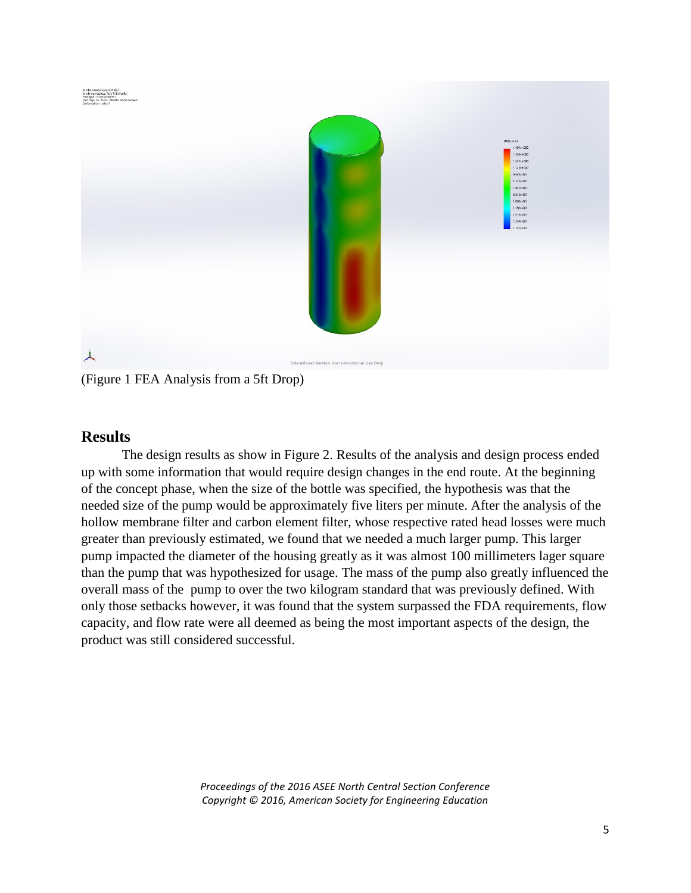(Figure 1 FEA Analysis from a 5ft Drop)

## Results

The design results as show in Figure 2. Results of the analysis and design process ended up with some information that would require design changes in the end route. At the beginning of the concept phase, when the size of the bottle was specified, the hypothesis was that the needed size of the pump would be approximately five liters per minute. After the analysis of the hollow membrane filter and carbon element filter, whose respective rated head losses were much greater than previously estimated, we found that we needed a much larger pump. This larger pump impacted the diameter of the housing greatly as it was almost 100 millimeters lager square than the pump that was hypothesized for usage. The mass of the pump also greatly influenced the overall mass of the pump to over the two kilogram standard that was previously defined. With only those setbacks however, it was found that the system surpassed the FDA requirements, flow capacity, and flow rate were all deemed as being the most important aspects of the design, the product was still considered successful.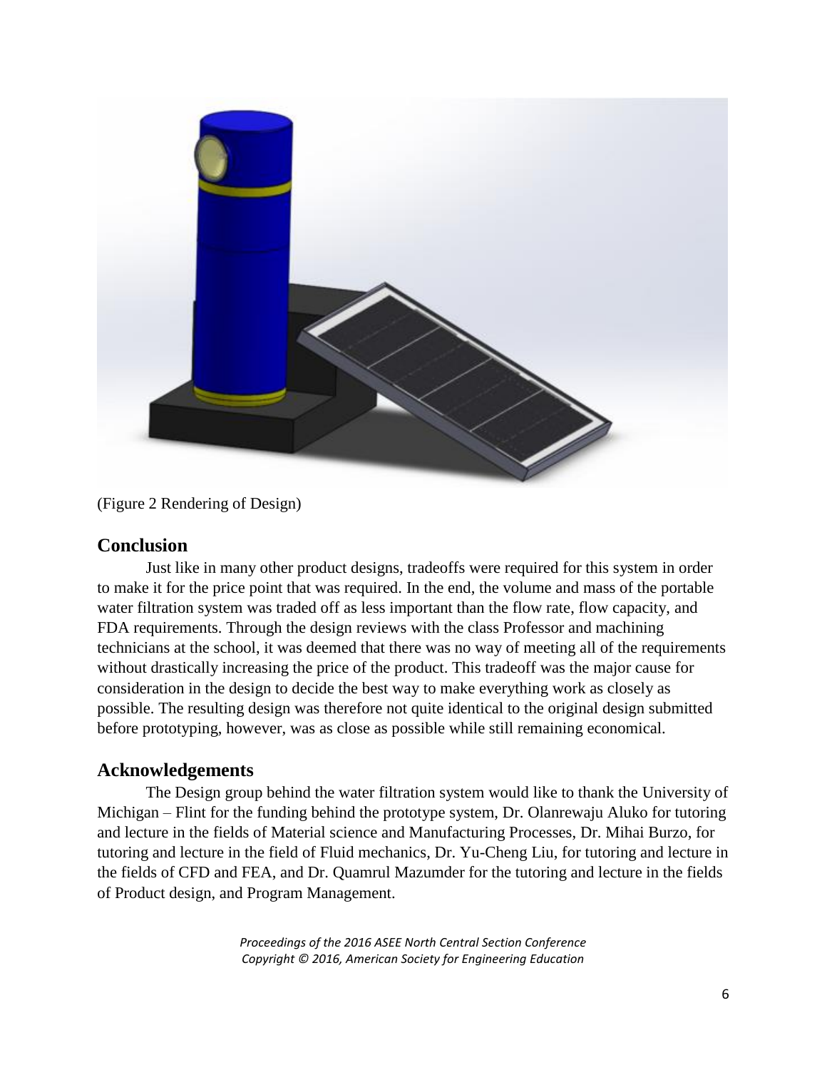(Figure 2 Rendering of Design)

## Conclusion

Just like in many other product designs, tradeoffs were required for this system in order to make it for the price point that was required. In the end, the volume and mass of the portable water filtration system was traded off as less important than the flow rate, flow capacity, and FDA requirements. Through the design reviews with the class Professor and machining technicians at the school, it was deemed that there was no way of meeting all of the requirements without drastically increasing the price of the product. This tradeoff was the major cause for consideration in the design to decide the best way to make everything work as closely as possible. The resulting design was therefore not quite identical to the original design submitted before prototyping, however, was as close as possible while still remaining economical.

## Acknowledgements

The Design group behind the water filtration system would like to thank the University of Michigan – Flint for the funding behind the prototype system, Dr. Olanrewaju Aluko for tutoring and lecture in the fields of Material science and Manufacturing Processes, Dr. Mihai Burzo, for tutoring and lecture in the field of Fluid mechanics, Dr. Yu-Cheng Liu, for tutoring and lecture in the fields of CFD and FEA, and Dr. Quamrul Mazumder for the tutoring and lecture in the fields of Product design, and Program Management.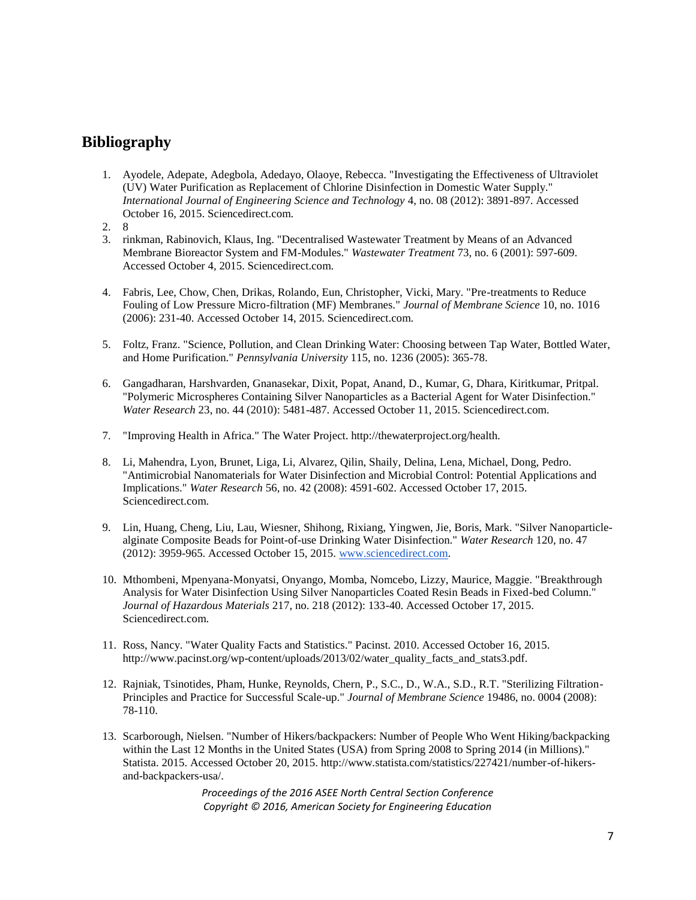## Bibliography

1. Ayodele, Adepate, Adegbola, Adedayo, Olaoye, Rebecca. "Investigating the Effectiveness of Ultraviolet (UV) Water Purification as Replacement of Chlorine Disinfection in Domestic Water Supply." *International Journal of Engineering Science and Technology* 4, no. 08 (2012): 3891-897. Accessed October 16, 2015. Sciencedirect.com.
2. 8
3. rinkman, Rabinovich, Klaus, Ing. "Decentralised Wastewater Treatment by Means of an Advanced Membrane Bioreactor System and FM-Modules." *Wastewater Treatment* 73, no. 6 (2001): 597-609. Accessed October 4, 2015. Sciencedirect.com.

4. Fabris, Lee, Chow, Chen, Drikas, Rolando, Eun, Christopher, Vicki, Mary. "Pre-treatments to Reduce Fouling of Low Pressure Micro-filtration (MF) Membranes." *Journal of Membrane Science* 10, no. 1016 (2006): 231-40. Accessed October 14, 2015. Sciencedirect.com.

5. Foltz, Franz. "Science, Pollution, and Clean Drinking Water: Choosing between Tap Water, Bottled Water, and Home Purification." *Pennsylvania University* 115, no. 1236 (2005): 365-78.

6. Gangadharan, Harshvarden, Gnanasekar, Dixit, Popat, Anand, D., Kumar, G, Dhara, Kiritkumar, Pritpal. "Polymeric Microspheres Containing Silver Nanoparticles as a Bacterial Agent for Water Disinfection." *Water Research* 23, no. 44 (2010): 5481-487. Accessed October 11, 2015. Sciencedirect.com.

7. "Improving Health in Africa." The Water Project. http://thewaterproject.org/health.

8. Li, Mahendra, Lyon, Brunet, Liga, Li, Alvarez, Qilin, Shaily, Delina, Lena, Michael, Dong, Pedro. "Antimicrobial Nanomaterials for Water Disinfection and Microbial Control: Potential Applications and Implications." *Water Research* 56, no. 42 (2008): 4591-602. Accessed October 17, 2015. Sciencedirect.com.

9. Lin, Huang, Cheng, Liu, Lau, Wiesner, Shihong, Rixiang, Yingwen, Jie, Boris, Mark. "Silver Nanoparticle-alginate Composite Beads for Point-of-use Drinking Water Disinfection." *Water Research* 120, no. 47 (2012): 3959-965. Accessed October 15, 2015. www.sciencedirect.com.

10. Mthombeni, Mpenyana-Monyatsi, Onyango, Momba, Nomcebo, Lizzy, Maurice, Maggie. "Breakthrough Analysis for Water Disinfection Using Silver Nanoparticles Coated Resin Beads in Fixed-bed Column." *Journal of Hazardous Materials* 217, no. 218 (2012): 133-40. Accessed October 17, 2015. Sciencedirect.com.

11. Ross, Nancy. "Water Quality Facts and Statistics." Pacinst. 2010. Accessed October 16, 2015. http://www.pacinst.org/wp-content/uploads/2013/02/water_quality_facts_and_stats3.pdf.

12. Rajniak, Tsinotides, Pham, Hunke, Reynolds, Chern, P., S.C., D., W.A., S.D., R.T. "Sterilizing Filtration-Principles and Practice for Successful Scale-up." *Journal of Membrane Science* 19486, no. 0004 (2008): 78-110.

13. Scarborough, Nielsen. "Number of Hikers/backpackers: Number of People Who Went Hiking/backpacking within the Last 12 Months in the United States (USA) from Spring 2008 to Spring 2014 (in Millions)." Statista. 2015. Accessed October 20, 2015. http://www.statista.com/statistics/227421/number-of-hikers-and-backpackers-usa/.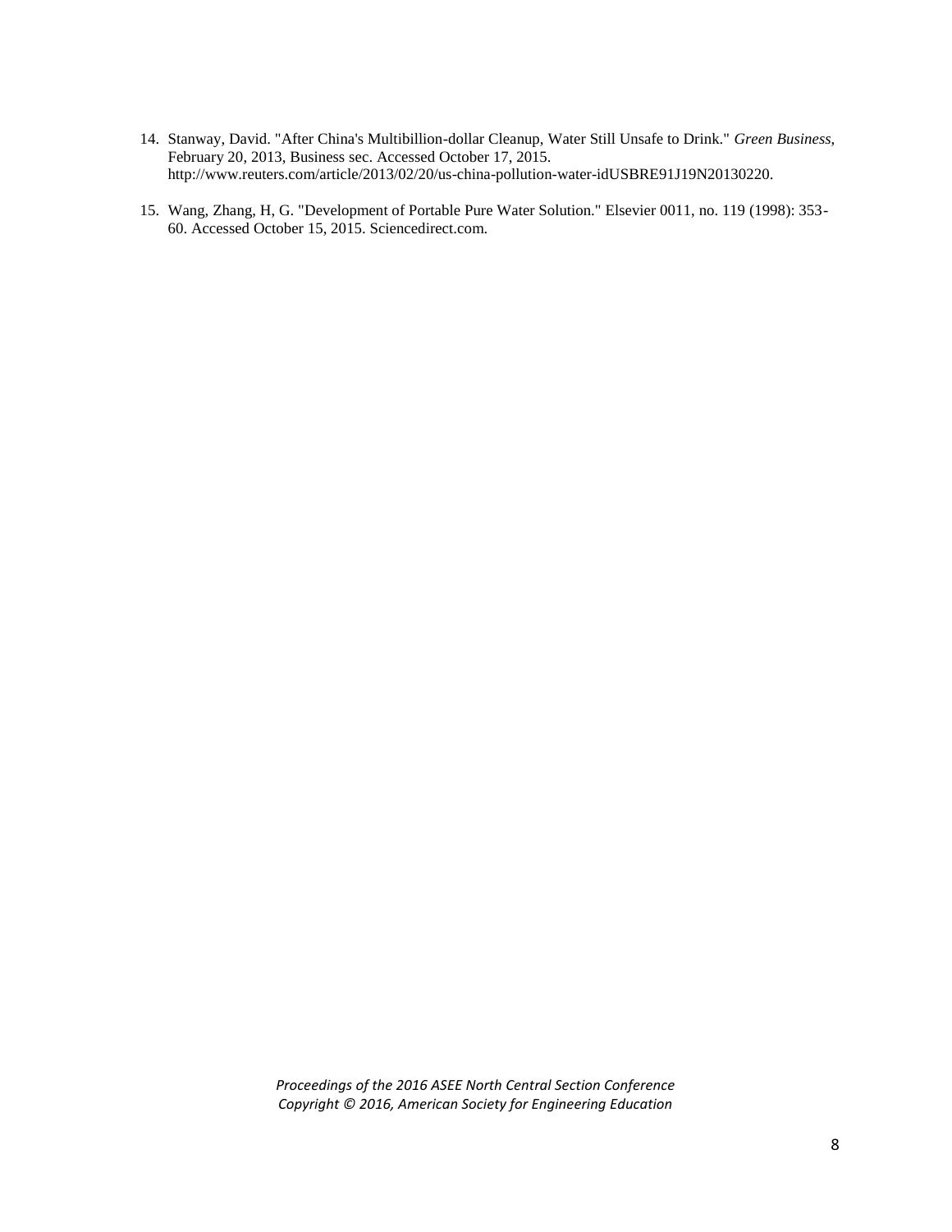14. Stanway, David. "After China's Multibillion-dollar Cleanup, Water Still Unsafe to Drink." *Green Business*, February 20, 2013, Business sec. Accessed October 17, 2015. http://www.reuters.com/article/2013/02/20/us-china-pollution-water-idUSBRE91J19N20130220.

15. Wang, Zhang, H, G. "Development of Portable Pure Water Solution." Elsevier 0011, no. 119 (1998): 353-60. Accessed October 15, 2015. Sciencedirect.com.